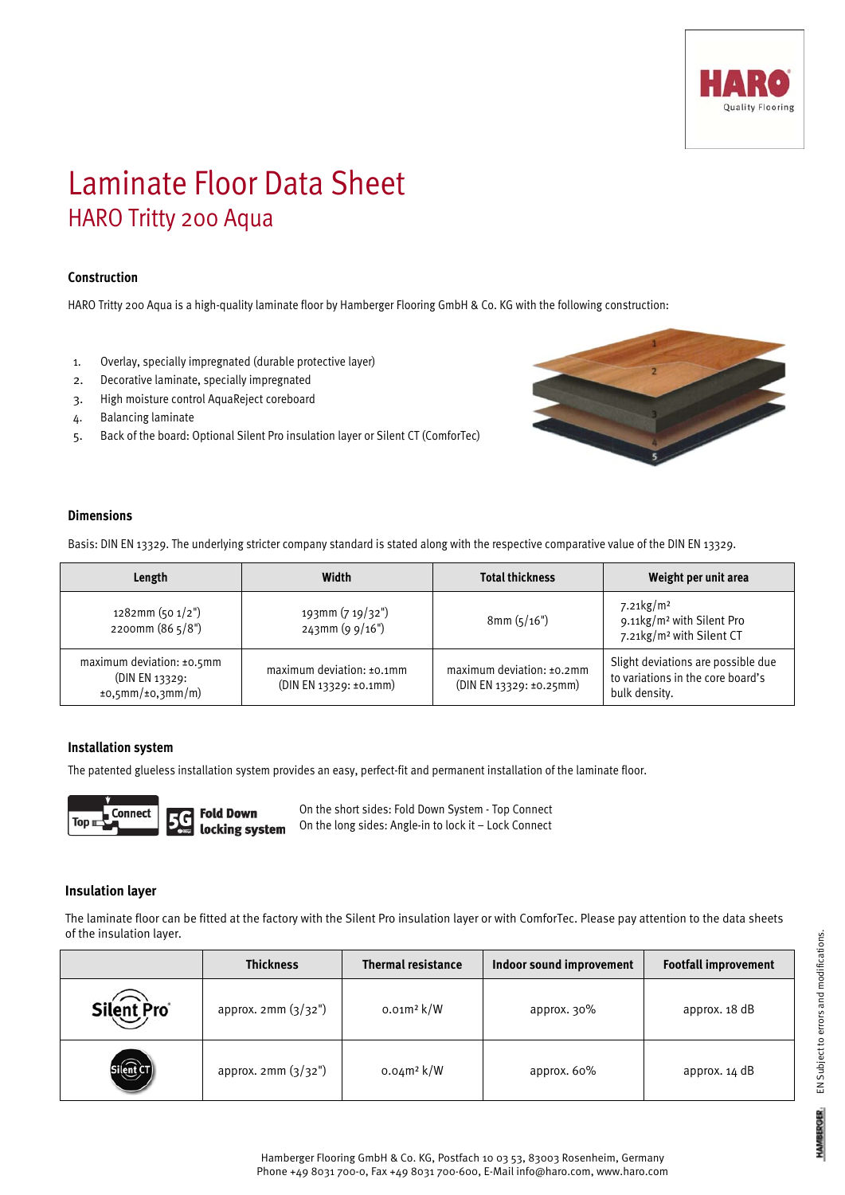# Laminate Floor Data Sheet

## HARO Tritty 200 Aqua

### Construction

HARO Tritty 200 Aqua is a high-quality laminate floor by Hamberger Flooring GmbH & Co. KG with the following construction:

1. Overlay, specially impregnated (durable protective layer)
2. Decorative laminate, specially impregnated
3. High moisture control AquaReject coreboard
4. Balancing laminate
5. Back of the board: Optional Silent Pro insulation layer or Silent CT (ComforTec)

### Dimensions

Basis: DIN EN 13329. The underlying stricter company standard is stated along with the respective comparative value of the DIN EN 13329.

| Length | Width | Total thickness | Weight per unit area |
|---|---|---|---|
| 1282mm (50 1/2")<br>2200mm (86 5/8") | 193mm (7 19/32")<br>243mm (9 9/16") | 8mm (5/16") | 7.21kg/m²<br>9.11kg/m² with Silent Pro<br>7.21kg/m² with Silent CT |
| maximum deviation: ±0.5mm (DIN EN 13329: ±0,5mm/±0,3mm/m) | maximum deviation: ±0.1mm (DIN EN 13329: ±0.1mm) | maximum deviation: ±0.2mm (DIN EN 13329: ±0.25mm) | Slight deviations are possible due to variations in the core board's bulk density. |

### Installation system

The patented glueless installation system provides an easy, perfect-fit and permanent installation of the laminate floor.

Top Connect | 5G Fold Down locking system

On the short sides: Fold Down System - Top Connect
On the long sides: Angle-in to lock it – Lock Connect

### Insulation layer

The laminate floor can be fitted at the factory with the Silent Pro insulation layer or with ComforTec. Please pay attention to the data sheets of the insulation layer.

| | Thickness | Thermal resistance | Indoor sound improvement | Footfall improvement |
|---|---|---|---|---|
| Silent Pro | approx. 2mm (3/32") | 0.01m² k/W | approx. 30% | approx. 18 dB |
| Silent CT | approx. 2mm (3/32") | 0.04m² k/W | approx. 60% | approx. 14 dB |

Hamberger Flooring GmbH & Co. KG, Postfach 10 03 53, 83003 Rosenheim, Germany
Phone +49 8031 700-0, Fax +49 8031 700-600, E-Mail info@haro.com, www.haro.com

EN Subject to errors and modifications.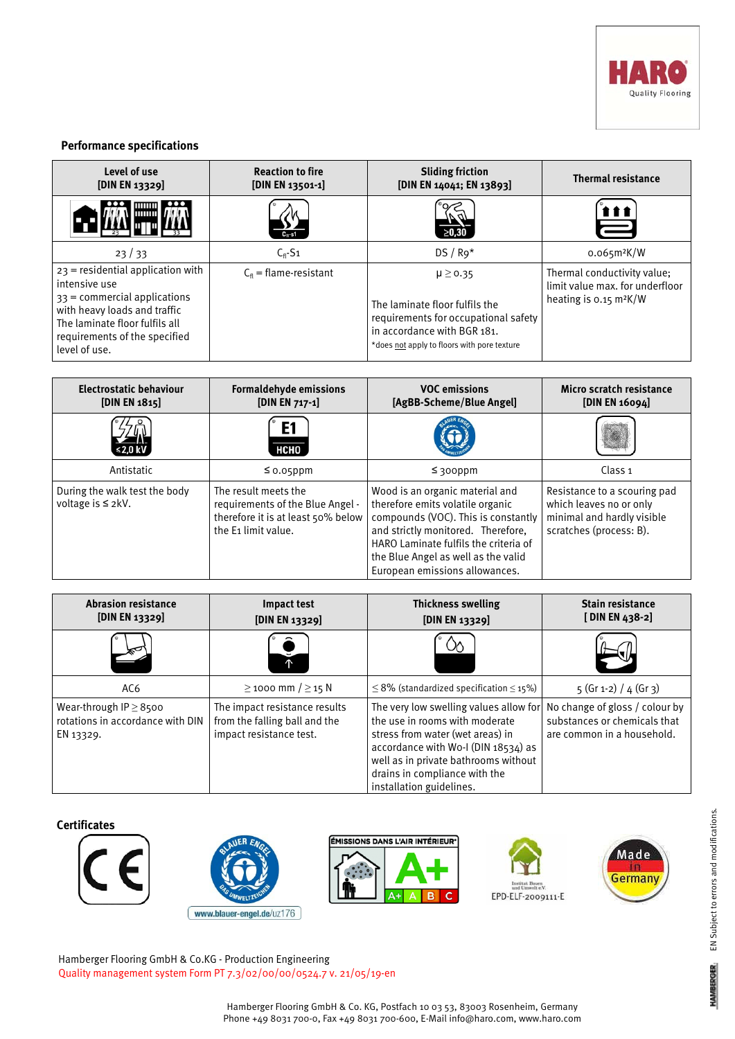HARO Quality Flooring

## Performance specifications

| Level of use [DIN EN 13329] | Reaction to fire [DIN EN 13501-1] | Sliding friction [DIN EN 14041; EN 13893] | Thermal resistance |
|---|---|---|---|
| 23 / 33 | $C_{fl}$-S1 | DS / R9* | 0.065m²K/W |
| 23 = residential application with intensive use<br>33 = commercial applications with heavy loads and traffic<br>The laminate floor fulfils all requirements of the specified level of use. | $C_{fl}$ = flame-resistant | μ ≥ 0.35<br><br>The laminate floor fulfils the requirements for occupational safety in accordance with BGR 181.<br>*does not apply to floors with pore texture | Thermal conductivity value; limit value max. for underfloor heating is 0.15 m²K/W |

| Electrostatic behaviour [DIN EN 1815] | Formaldehyde emissions [DIN EN 717-1] | VOC emissions [AgBB-Scheme/Blue Angel] | Micro scratch resistance [DIN EN 16094] |
|---|---|---|---|
| Antistatic | ≤ 0.05ppm | ≤ 300ppm | Class 1 |
| During the walk test the body voltage is ≤ 2kV. | The result meets the requirements of the Blue Angel - therefore it is at least 50% below the E1 limit value. | Wood is an organic material and therefore emits volatile organic compounds (VOC). This is constantly and strictly monitored. Therefore, HARO Laminate fulfils the criteria of the Blue Angel as well as the valid European emissions allowances. | Resistance to a scouring pad which leaves no or only minimal and hardly visible scratches (process: B). |

| Abrasion resistance [DIN EN 13329] | Impact test [DIN EN 13329] | Thickness swelling [DIN EN 13329] | Stain resistance [ DIN EN 438-2] |
|---|---|---|---|
| AC6 | ≥ 1000 mm / ≥ 15 N | ≤ 8% (standardized specification ≤ 15%) | 5 (Gr 1-2) / 4 (Gr 3) |
| Wear-through IP ≥ 8500 rotations in accordance with DIN EN 13329. | The impact resistance results from the falling ball and the impact resistance test. | The very low swelling values allow for the use in rooms with moderate stress from water (wet areas) in accordance with Wo-I (DIN 18534) as well as in private bathrooms without drains in compliance with the installation guidelines. | No change of gloss / colour by substances or chemicals that are common in a household. |

## Certificates

www.blauer-engel.de/uz176

ÉMISSIONS DANS L'AIR INTÉRIEUR A+

EPD-ELF-2009111-E

Made in Germany

EN Subject to errors and modifications.

Hamberger Flooring GmbH & Co.KG - Production Engineering
Quality management system Form PT 7.3/02/00/00/0524.7 v. 21/05/19-en

Hamberger Flooring GmbH & Co. KG, Postfach 10 03 53, 83003 Rosenheim, Germany
Phone +49 8031 700-0, Fax +49 8031 700-600, E-Mail info@haro.com, www.haro.com